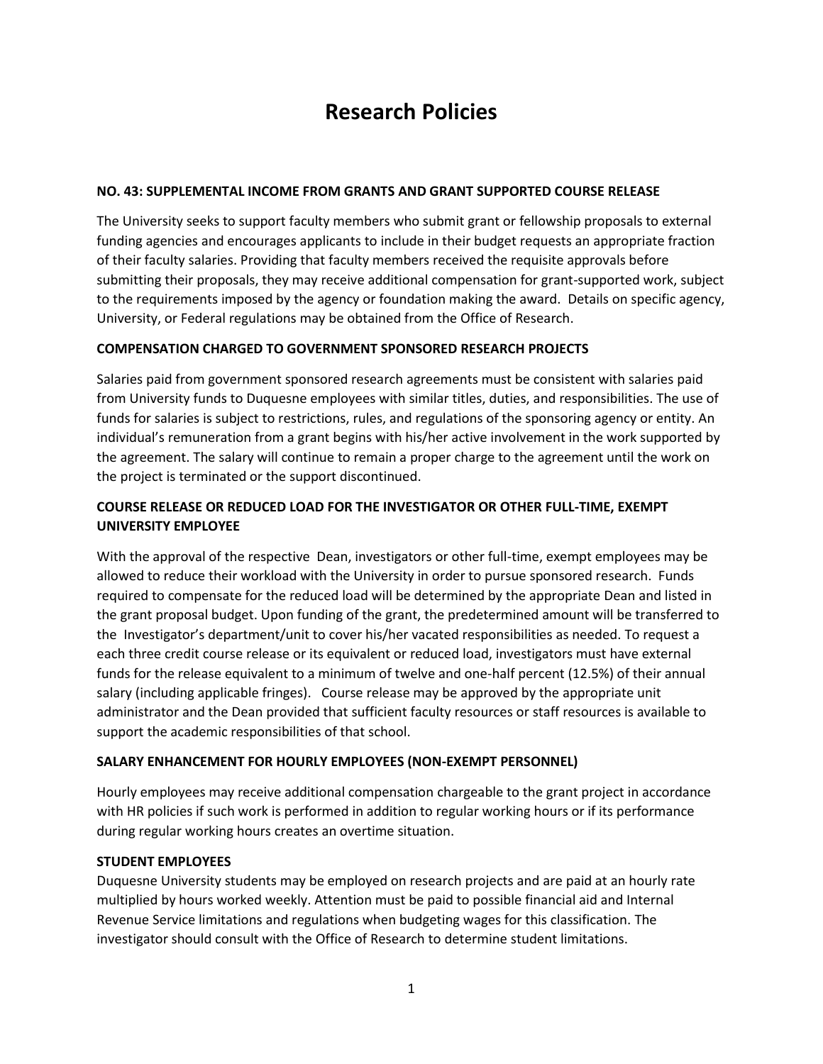# Research Policies

**NO. 43: SUPPLEMENTAL INCOME FROM GRANTS AND GRANT SUPPORTED COURSE RELEASE**

The University seeks to support faculty members who submit grant or fellowship proposals to external funding agencies and encourages applicants to include in their budget requests an appropriate fraction of their faculty salaries. Providing that faculty members received the requisite approvals before submitting their proposals, they may receive additional compensation for grant-supported work, subject to the requirements imposed by the agency or foundation making the award. Details on specific agency, University, or Federal regulations may be obtained from the Office of Research.

**COMPENSATION CHARGED TO GOVERNMENT SPONSORED RESEARCH PROJECTS**

Salaries paid from government sponsored research agreements must be consistent with salaries paid from University funds to Duquesne employees with similar titles, duties, and responsibilities. The use of funds for salaries is subject to restrictions, rules, and regulations of the sponsoring agency or entity. An individual's remuneration from a grant begins with his/her active involvement in the work supported by the agreement. The salary will continue to remain a proper charge to the agreement until the work on the project is terminated or the support discontinued.

**COURSE RELEASE OR REDUCED LOAD FOR THE INVESTIGATOR OR OTHER FULL-TIME, EXEMPT UNIVERSITY EMPLOYEE**

With the approval of the respective Dean, investigators or other full-time, exempt employees may be allowed to reduce their workload with the University in order to pursue sponsored research. Funds required to compensate for the reduced load will be determined by the appropriate Dean and listed in the grant proposal budget. Upon funding of the grant, the predetermined amount will be transferred to the Investigator's department/unit to cover his/her vacated responsibilities as needed. To request a each three credit course release or its equivalent or reduced load, investigators must have external funds for the release equivalent to a minimum of twelve and one-half percent (12.5%) of their annual salary (including applicable fringes). Course release may be approved by the appropriate unit administrator and the Dean provided that sufficient faculty resources or staff resources is available to support the academic responsibilities of that school.

**SALARY ENHANCEMENT FOR HOURLY EMPLOYEES (NON-EXEMPT PERSONNEL)**

Hourly employees may receive additional compensation chargeable to the grant project in accordance with HR policies if such work is performed in addition to regular working hours or if its performance during regular working hours creates an overtime situation.

**STUDENT EMPLOYEES**

Duquesne University students may be employed on research projects and are paid at an hourly rate multiplied by hours worked weekly. Attention must be paid to possible financial aid and Internal Revenue Service limitations and regulations when budgeting wages for this classification. The investigator should consult with the Office of Research to determine student limitations.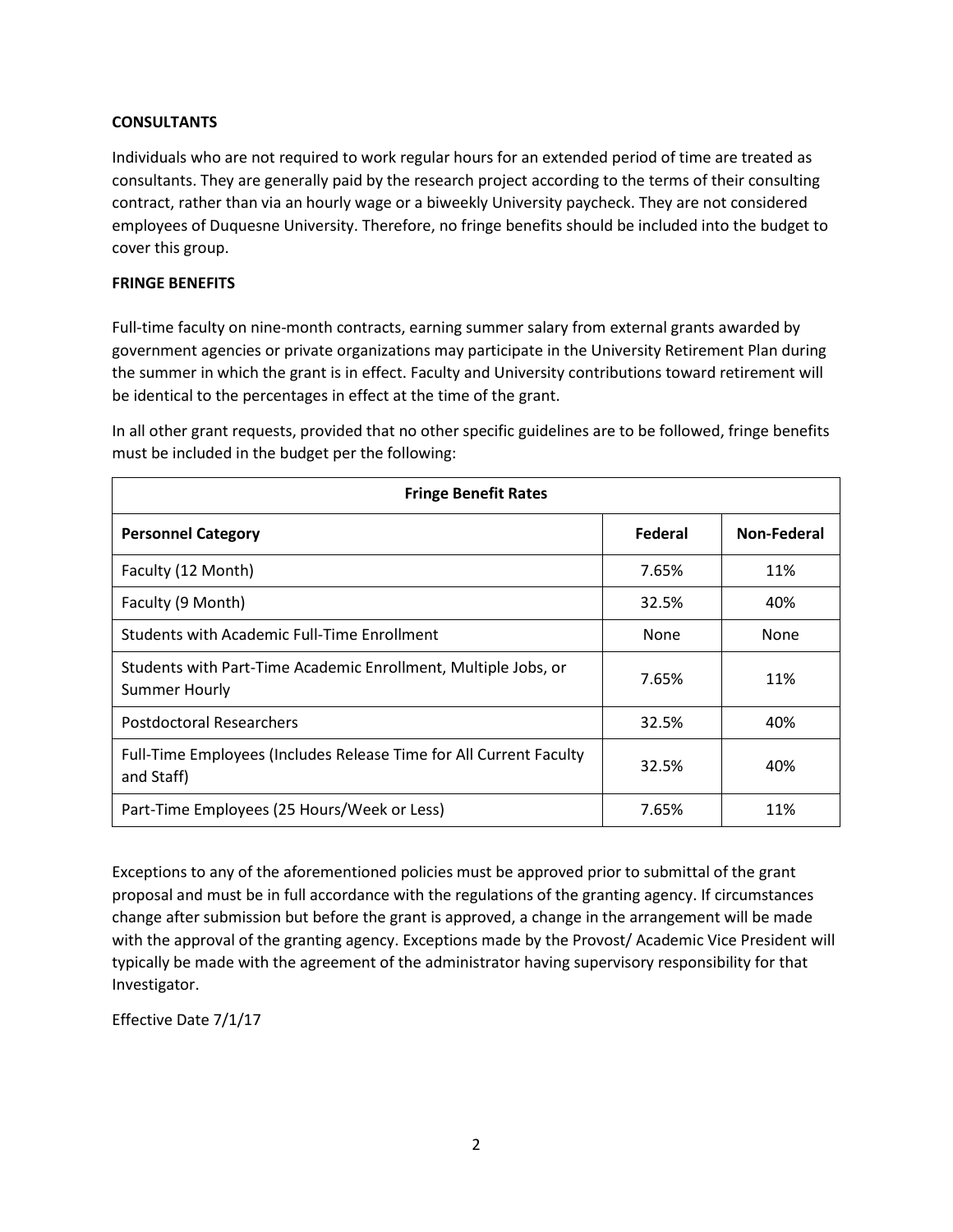**CONSULTANTS**

Individuals who are not required to work regular hours for an extended period of time are treated as consultants. They are generally paid by the research project according to the terms of their consulting contract, rather than via an hourly wage or a biweekly University paycheck. They are not considered employees of Duquesne University. Therefore, no fringe benefits should be included into the budget to cover this group.

**FRINGE BENEFITS**

Full-time faculty on nine-month contracts, earning summer salary from external grants awarded by government agencies or private organizations may participate in the University Retirement Plan during the summer in which the grant is in effect. Faculty and University contributions toward retirement will be identical to the percentages in effect at the time of the grant.

In all other grant requests, provided that no other specific guidelines are to be followed, fringe benefits must be included in the budget per the following:

| **Fringe Benefit Rates** | | |
|---|---|---|
| **Personnel Category** | **Federal** | **Non-Federal** |
| Faculty (12 Month) | 7.65% | 11% |
| Faculty (9 Month) | 32.5% | 40% |
| Students with Academic Full-Time Enrollment | None | None |
| Students with Part-Time Academic Enrollment, Multiple Jobs, or Summer Hourly | 7.65% | 11% |
| Postdoctoral Researchers | 32.5% | 40% |
| Full-Time Employees (Includes Release Time for All Current Faculty and Staff) | 32.5% | 40% |
| Part-Time Employees (25 Hours/Week or Less) | 7.65% | 11% |

Exceptions to any of the aforementioned policies must be approved prior to submittal of the grant proposal and must be in full accordance with the regulations of the granting agency. If circumstances change after submission but before the grant is approved, a change in the arrangement will be made with the approval of the granting agency. Exceptions made by the Provost/ Academic Vice President will typically be made with the agreement of the administrator having supervisory responsibility for that Investigator.

Effective Date 7/1/17